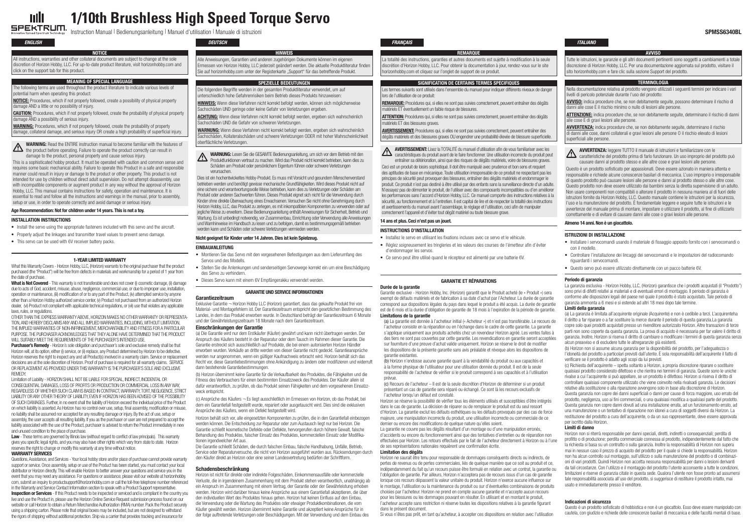# 1/10th Brushless High Speed Torque Servo

Instruction Manual | Bedienungsanleitung | Manuel d'utilisation | Manuale di istruzioni

SPMSS6340BL

## ENGLISH

### NOTICE

All instructions, warranties and other collateral documents are subject to change at the sole discretion of Horizon Hobby, LLC. For up-to-date product literature, visit horizonhobby.com and click on the support tab for this product.

### MEANING OF SPECIAL LANGUAGE

The following terms are used throughout the product literature to indicate various levels of potential harm when operating this product:

**NOTICE:** Procedures, which if not properly followed, create a possibility of physical property damage AND a little or no possibility of injury.

**CAUTION:** Procedures, which if not properly followed, create the probability of physical property damage AND a possibility of serious injury.

**WARNING:** Procedures, which if not properly followed, create the probability of property damage, collateral damage, and serious injury OR create a high probability of superficial injury.

**WARNING:** Read the ENTIRE instruction manual to become familiar with the features of the product before operating. Failure to operate the product correctly can result in damage to the product, personal property and cause serious injury.

This is a sophisticated hobby product. It must be operated with caution and common sense and requires some basic mechanical ability. Failure to operate this Product in a safe and responsible manner could result in injury or damage to the product or other property. This product is not intended for use by children without direct adult supervision. Do not attempt disassembly, use with incompatible components or augment product in any way without the approval of Horizon Hobby, LLC. This manual contains instructions for safety, operation and maintenance. It is essential to read and follow all the instructions and warnings in the manual, prior to assembly, setup or use, in order to operate correctly and avoid damage or serious injury.

**Age Recommendation: Not for children under 14 years. This is not a toy.**

### INSTALLATION INSTRUCTIONS

- Install the servo using the appropriate fasteners included with this servo and the aircraft.
- Properly adjust the linkages and transmitter travel values to prevent servo damage.
- This servo can be used with 6V receiver battery packs.

### 1-YEAR LIMITED WARRANTY

What this Warranty Covers - Horizon Hobby, LLC, (Horizon) warrants to the original purchaser that the product purchased (the "Product") will be free from defects in materials and workmanship for a period of 1 year from the date of purchase.

**What is Not Covered** - This warranty is not transferable and does not cover (i) cosmetic damage, (ii) damage due to acts of God, accident, misuse, abuse, negligence, commercial use, or due to improper use, installation, operation or maintenance, (iii) modification of or to any part of the Product, (iv) attempted service by anyone other than a Horizon Hobby authorized service center, (v) Product not purchased from an authorized Horizon dealer, (vi) Product not compliant with applicable technical regulations, or (vii) use that violates any applicable laws, rules, or regulations.

OTHER THAN THE EXPRESS WARRANTY ABOVE, HORIZON MAKES NO OTHER WARRANTY OR REPRESENTATION, AND HEREBY DISCLAIMS ANY AND ALL IMPLIED WARRANTIES, INCLUDING, WITHOUT LIMITATION, THE IMPLIED WARRANTIES OF NON-INFRINGEMENT, MERCHANTABILITY AND FITNESS FOR A PARTICULAR PURPOSE. THE PURCHASER ACKNOWLEDGES THAT THEY ALONE HAVE DETERMINED THAT THE PRODUCT WILL SUITABLY MEET THE REQUIREMENTS OF THE PURCHASER'S INTENDED USE.

**Purchaser's Remedy** - Horizon's sole obligation and purchaser's sole and exclusive remedy shall be that Horizon will, at its option, either (i) service, or (ii) replace, any Product determined by Horizon to be defective. Horizon reserves the right to inspect any and all Product(s) involved in a warranty claim. Service or replacement decisions are at the sole discretion of Horizon. Proof of purchase is required for all warranty claims. SERVICE OR REPLACEMENT AS PROVIDED UNDER THIS WARRANTY IS THE PURCHASER'S SOLE AND EXCLUSIVE REMEDY.

Limitation of Liability - HORIZON SHALL NOT BE LIABLE FOR SPECIAL, INDIRECT, INCIDENTAL OR CONSEQUENTIAL DAMAGES, LOSS OF PROFITS OR PRODUCTION OR COMMERCIAL LOSS IN ANY WAY, REGARDLESS OF WHETHER SUCH CLAIM IS BASED IN CONTRACT, WARRANTY, TORT, NEGLIGENCE, STRICT LIABILITY OR ANY OTHER THEORY OF LIABILITY, EVEN IF HORIZON HAS BEEN ADVISED OF THE POSSIBILITY OF SUCH DAMAGES. Further, in no event shall the liability of Horizon exceed the individual price of the Product on which liability is asserted. As Horizon has no control over use, setup, final assembly, modification or misuse, no liability shall be assumed nor accepted for any resulting damage or injury. By the act of use, setup or assembly, the user accepts all resulting liability. If you as the purchaser or user are not prepared to accept the liability associated with the use of the Product, purchaser is advised to return the Product immediately in new and unused condition to the place of purchase.

**Law** - These terms are governed by Illinois law (without regard to conflict of law principals). This warranty gives you specific legal rights, and you may also have other rights which vary from state to state. Horizon reserves the right to change or modify this warranty at any time without notice.

**WARRANTY SERVICES**

Questions, Assistance, and Services - Your local hobby store and/or place of purchase cannot provide warranty support or service. Once assembly, setup or use of the Product has been started, you must contact your local distributor or Horizon directly. This will enable Horizon to better answer your questions and service you in the event that you may need any assistance. For questions or assistance, please visit our website at horizonhobby.com, submit an inquiry to productsupport@horizonhobby.com or call the toll-free telephone number referenced in the Warranty and Service Contact Information section to speak with a Product Support representative.

**Inspection or Services** - If this Product needs to be inspected or serviced and is compliant in the country you live and use the Product in, please use the Horizon Online Service Request submission process found on our website or call Horizon to obtain a Return Merchandise Authorization (RMA) number. Pack the Product securely using a shipping carton. Please note that original boxes may be included, but are not designed to withstand the rigors of shipping without additional protection. Ship via a carrier that provides tracking and insurance for

## DEUTSCH

### HINWEIS

Alle Anweisungen, Garantien und anderen zugehörigen Dokumente können im eigenen Ermessen von Horizon Hobby, LLC jederzeit geändert werden. Die aktuelle Produktliteratur finden Sie auf horizonhobby.com unter der Registerkarte „Support" für das betreffende Produkt.

### SPEZIELLE BEDEUTUNGEN

Die folgenden Begriffe werden in der gesamten Produktliteratur verwendet, um auf unterschiedlich hohe Gefahrenrisiken beim Betrieb dieses Produkts hinzuweisen:

**HINWEIS:** Wenn diese Verfahren nicht korrekt befolgt werden, können sich möglicherweise Sachschäden UND geringe oder keine Gefahr von Verletzungen ergeben.

**ACHTUNG:** Wenn diese Verfahren nicht korrekt befolgt werden, ergeben sich wahrscheinlich Sachschäden UND die Gefahr von schweren Verletzungen.

**WARNUNG:** Wenn diese Verfahren nicht korrekt befolgt werden, ergeben sich wahrscheinlich Sachschäden, Kollateralschäden und schwere Verletzungen ODER mit hoher Wahrscheinlichkeit oberflächliche Verletzungen.

**WARNUNG:** Lesen Sie die GESAMTE Bedienungsanleitung, um sich vor dem Betrieb mit den Produktfunktionen vertraut zu machen. Wird das Produkt nicht korrekt betrieben, kann dies zu Schäden am Produkt oder persönlichem Eigentum führen oder schwere Verletzungen verursachen.

Dies ist ein hochentwickeltes Hobby-Produkt. Es muss mit Vorsicht und gesundem Menschenverstand betrieben werden und benötigt gewisse mechanische Grundfähigkeiten. Wird dieses Produkt nicht auf eine sichere und verantwortungsvolle Weise betrieben, kann dies zu Verletzungen oder Schäden am Produkt oder anderen Sachwerten führen. Dieses Produkt eignet sich nicht für die Verwendung durch Kinder ohne direkte Überwachung eines Erwachsenen. Versuchen Sie nicht ohne Genehmigung durch Horizon Hobby, LLC, das Produkt zu zerlegen, es mit inkompatiblen Komponenten zu verwenden oder auf jegliche Weise zu erweitern. Diese Bedienungsanleitung enthält Anweisungen für Sicherheit, Betrieb und Wartung. Es ist unbedingt notwendig, vor Zusammenbau, Einrichtung oder Verwendung alle Anweisungen und Warnhinweise im Handbuch zu lesen und zu befolgen, damit es bestimmungsgemäß betrieben werden kann und Schäden oder schwere Verletzungen vermieden werden.

**Nicht geeignet für Kinder unter 14 Jahren. Dies ist kein Spielzeug.**

### EINBAUANLEITUNG

- Montieren Sie das Servo mit den vorgesehenen Befestigungen aus dem Lieferumfang des Servos und des Modells.
- Stellen Sie die Anlenkungen und senderseitigen Servowege korrekt ein um eine Beschädigung des Servo zu verhindern.
- Dieses Servo kann mit einem 6V Empfängerakku verwendet werden.

### GARANTIE UND SERVICE INFORMATIONEN

**Garantiezeitraum**

Exklusive Garantie ¬ Horizon Hobby LLC (Horizon) garantiert, dass das gekaufte Produkt frei von Material- und Montagefehlern ist. Der Garantiezeitraum entspricht den gesetzlichen Bestimmung des Landes, in dem das Produkt erworben wurde. In Deutschland beträgt der Garantiezeitraum 6 Monate und der Gewährleistungszeitraum 18 Monate nach dem Garantiezeitraum.

**Einschränkungen der Garantie**

(a) Die Garantie wird nur dem Erstkäufer (Käufer) gewährt und kann nicht übertragen werden. Der Anspruch des Käufers besteht in der Reparatur oder dem Tausch im Rahmen dieser Garantie. Die Garantie erstreckt sich ausschließlich auf Produkte, die bei einem autorisierten Horizon Händler erworben wurden. Verkäufe an dritte werden von dieser Garantie nicht gedeckt. Garantieansprüche werden nur angenommen, wenn ein gültiger Kaufnachweis erbracht wird. Horizon behält sich das Recht vor, diese Garantiebestimmungen ohne Ankündigung zu ändern oder modifizieren und widerruft dann bestehende Garantiebestimmungen.

(b) Horizon übernimmt keine Garantie für die Verkaufbarkeit des Produktes, die Fähigkeiten und die Fitness des Verbrauchers für einen bestimmten Einsatzzweck des Produktes. Der Käufer allein ist dafür verantwortlich, zu prüfen, ob das Produkt seinen Fähigkeiten und dem vorgesehenen Einsatzzweck entspricht.

(c) Ansprüche des Käufers ¬ Es liegt ausschließlich im Ermessen von Horizon, ob das Produkt, bei dem ein Garantiefall festgestellt wurde, repariert oder ausgetauscht wird. Dies sind die exklusiven Ansprüche des Käufers, wenn ein Defekt festgestellt wird.

Horizon behält sich vor, alle eingesetzten Komponenten zu prüfen, die in den Garantiefall einbezogen werden können. Die Entscheidung zur Reparatur oder zum Austausch liegt nur bei Horizon. Die Garantie schließt kosmetische Defekte oder Defekte, hervorgerufen durch höhere Gewalt, falsche Behandlung des Produktes, falscher Einsatz des Produktes, kommerziellen Einsatz oder Modifikationen irgendwelcher Art aus.

Die Garantie schließt Schäden, die durch falschen Einbau, falsche Handhabung, Unfälle, Betrieb, Service oder Reparaturversuche, die nicht von Horizon ausgeführt wurden aus. Rücksendungen durch den Käufer direkt an Horizon oder eine seiner Landesvertretung bedürfen der Schriftform.

**Schadensbeschränkung**

Horizon ist nicht für direkte oder indirekte Folgeschäden, Einkommensausfälle oder kommerzielle Verluste, die in irgendeinem Zusammenhang mit dem Produkt stehen verantwortlich, unabhängig ab ein Anspruch im Zusammenhang mit einem Vertrag, der Garantie oder der Gewährleistung erhoben werden. Horizon wird darüber hinaus keine Ansprüche aus einem Garantiefall akzeptieren, die über den individuellen Wert des Produktes hinaus gehen. Horizon hat keinen Einfluss auf den Einbau, die Verwendung oder die Wartung des Produktes oder etwaiger Produktkombinationen, die vom Käufer gewählt werden. Horizon übernimmt keine Garantie und akzeptiert keine Ansprüche für in der folge auftretende Verletzungen oder Beschädigungen. Mit der Verwendung und dem Einbau des

## FRANÇAIS

### REMARQUE

La totalité des instructions, garanties et autres documents est sujette à modification à la seule discrétion d'Horizon Hobby, LLC. Pour obtenir la documentation à jour, rendez-vous sur le site horizonhobby.com et cliquez sur l'onglet de support de ce produit.

### SIGNIFICATION DE CERTAINS TERMES SPÉCIFIQUES

Les termes suivants sont utilisés dans l'ensemble du manuel pour indiquer différents niveaux de danger lors de l'utilisation de ce produit:

**REMARQUE:** Procédures qui, si elles ne sont pas suivies correctement, peuvent entraîner des dégâts matériels ET éventuellement un faible risque de blessures.

**ATTENTION:** Procédures qui, si elles ne sont pas suivies correctement, peuvent entraîner des dégâts matériels ET des blessures graves.

**AVERTISSEMENT:** Procédures qui, si elles ne sont pas suivies correctement, peuvent entraîner des dégâts matériels et des blessures graves OU engendrer une probabilité élevée de blessure superficielle.

**AVERTISSEMENT:** Lisez la TOTALITÉ du manuel d'utilisation afin de vous familiariser avec les caractéristiques du produit avant de le faire fonctionner. Une utilisation incorrecte du produit peut entraîner sa détérioration, ainsi que des risques de dégâts matériels, voire de blessures graves.

Ceci est un produit de loisirs sophistiqué. Il doit être manipulé avec prudence et bon sens et requiert des aptitudes de base en mécanique. Toute utilisation irresponsable de ce produit ne respectant pas les principes de sécurité peut provoquer des blessures, entraîner des dégâts matériels et endommager le produit. Ce produit n'est pas destiné à être utilisé par des enfants sans la surveillance directe d'un adulte. N'essayez pas de démonter le produit, de l'utiliser avec des composants incompatibles ou d'en améliorer les performances sans l'accord d'Horizon Hobby, LLC. Ce manuel comporte des instructions relatives à la sécurité, au fonctionnement et à l'entretien. Il est capital de lire et de respecter la totalité des instructions et avertissements du manuel avant l'assemblage, le réglage et l'utilisation, ceci afin de manipuler correctement l'appareil et d'éviter tout dégât matériel ou toute blessure grave.

**14 ans et plus. Ceci n'est pas un jouet.**

### INSTRUCTIONS D'INSTALLATION

- Installez le servo en utilisant les fixations incluses avec ce servo et le véhicule.
- Réglez soigneusement les tringleries et les valeurs des courses de l'émetteur afin d'éviter d'endommager les servos.
- Ce servo peut être utilisé quand le récepteur est alimenté par une batterie 6V.

### GARANTIE ET RÉPARATIONS

**Durée de la garantie**

Garantie exclusive - Horizon Hobby, Inc. (Horizon) garantit que le Produit acheté (le « Produit ») sera exempt de défauts matériels et de fabrication à sa date d'achat par l'Acheteur. La durée de garantie correspond aux dispositions légales du pays dans lequel le produit a été acquis. La durée de garantie est de 6 mois et la durée d'obligation de garantie de 18 mois à l'expiration de la période de garantie.

**Limitations de la garantie**

(a) La garantie est donnée à l'acheteur initial (« Acheteur ») et n'est pas transférable. Le recours de l'acheteur consiste en la réparation ou en l'échange dans le cadre de cette garantie. La garantie s'applique uniquement aux produits achetés chez un revendeur Horizon agréé. Les ventes faites à des tiers ne sont pas couvertes par cette garantie. Les revendications en garantie seront acceptées sur fourniture d'une preuve d'achat valide uniquement. Horizon se réserve le droit de modifier les dispositions de la présente garantie sans avis préalable et révoque alors les dispositions de garantie existantes.

(b) Horizon n'endosse aucune garantie quant à la vendabilité du produit ou aux capacités et à la forme physique de l'utilisateur pour une utilisation donnée du produit. Il est de la seule responsabilité de l'acheteur de vérifier si le produit correspond à ses capacités et à l'utilisation prévue.

(c) Recours de l'acheteur – Il est de la seule discrétion d'Horizon de déterminer si un produit présentant un cas de garantie sera réparé ou échangé. Ce sont là les recours exclusifs de l'acheteur lorsqu'un défaut est constaté.

Horizon se réserve la possibilité de vérifier tous les éléments utilisés et susceptibles d'être intégrés dans le cas de garantie. La décision de réparer ou de remplacer le produit est du seul ressort d'Horizon. La garantie exclut les défauts esthétiques ou les défauts provoqués par des cas de force majeure, une manipulation incorrecte du produit, une utilisation incorrecte ou commerciale de ce dernier ou encore des modifications de quelque nature qu'elles soient.

La garantie ne couvre pas les dégâts résultant d'un montage ou d'une manipulation erronés, d'accidents ou encore du fonctionnement ainsi que des tentatives d'entretien ou de réparation non effectuées par Horizon. Les retours effectués par le fait de l'acheteur directement à Horizon ou à l'une de ses représentations nationales requièrent une confirmation écrite.

**Limitation des dégâts**

Horizon ne saurait être tenu pour responsable de dommages conséquents directs ou indirects, de pertes de revenus ou de pertes commerciales, liés de quelque manière que ce soit au produit et ce, indépendamment du fait qu'un recours puisse être formulé en relation avec un contrat, la garantie ou l'obligation de garantie. Par ailleurs, Horizon n'acceptera pas de recours issus d'un cas de garantie lorsque ces recours dépassent la valeur unitaire du produit. Horizon n'exerce aucune influence sur le montage, l'utilisation ou la maintenance du produit ou sur d'éventuelles combinaisons de produits choisies par l'acheteur. Horizon ne prend en compte aucune garantie et n'accepte aucun recours pour les blessures ou les dommages pouvant en résulter. En utilisant et en montant le produit, l'acheteur accepte sans restriction ni réserve toutes les dispositions relatives à la garantie figurant dans le présent document.

Si vous n'êtes pas prêt, en tant qu'acheteur, à accepter ces dispositions en relation avec l'utilisation

## ITALIANO

### AVVISO

Tutte le istruzioni, le garanzie e gli altri documenti pertinenti sono soggetti a cambiamenti a totale discrezione di Horizon Hobby, LLC. Per una documentazione aggiornata sul prodotto, visitare il sito horizonhobby.com e fare clic sulla sezione Support del prodotto.

### TERMINOLOGIA

Nella documentazione relativa al prodotto vengono utilizzati i seguenti termini per indicare i vari livelli di pericolo potenziale durante l'uso del prodotto:

**AVVISO:** indica procedure che, se non debitamente seguite, possono determinare il rischio di danni alle cose E il rischio minimo o nullo di lesioni alle persone.

**ATTENZIONE:** indica procedure che, se non debitamente seguite, determinano il rischio di danni alle cose E di gravi lesioni alle persone.

**AVVERTENZA:** indica procedure che, se non debitamente seguite, determinano il rischio di danni alle cose, danni collaterali e gravi lesioni alle persone O il rischio elevato di lesioni superficiali alle persone.

**AVVERTENZA:** leggere TUTTO il manuale di istruzioni e familiarizzare con le caratteristiche del prodotto prima di farlo funzionare. Un uso improprio del prodotto può causare danni al prodotto stesso e alle altre cose e gravi lesioni alle persone.

Questo è un prodotto sofisticato per appassionati. Deve essere azionato in maniera attenta e responsabile e richiede alcune conoscenze basilari di meccanica. L'uso improprio o irresponsabile di questo prodotto può causare lesioni alle persone e danni al prodotto stesso o alle altre cose. Questo prodotto non deve essere utilizzato dai bambini senza la diretta supervisione di un adulto. Non usare componenti non compatibili o alterare il prodotto in nessuna maniera al di fuori delle istruzioni fornite da Horizon Hobby, LLC. Questo manuale contiene le istruzioni per la sicurezza, l'uso e la manutenzione del prodotto. È fondamentale leggere e seguire tutte le istruzioni e le avvertenze del manuale prima di montare, impostare o utilizzare il prodotto, al fine di utilizzarlo correttamente e di evitare di causare danni alle cose o gravi lesioni alle persone.

**Almeno 14 anni. Non è un giocattolo.**

### ISTRUZIONI DI INSTALLAZIONE

- Installare i servocomandi usando il materiale di fissaggio apposito fornito con i servocomandi o con il modello.
- Controllare l'installazione dei lincaggi dei servocomandi e le impostazioni del radiocomando riguardanti i servocomandi.
- Questo servo può essere utilizzato direttamente con un pacco batterie 6V.

**Periodo di garanzia**

La garanzia esclusiva - Horizon Hobby, LLC, (Horizon) garantisce che i prodotti acquistati (il "Prodotto") sono privi di difetti relativi ai materiali e di eventuali errori di montaggio. Il periodo di garanzia è conforme alle disposizioni legali del paese nel quale il prodotto è stato acquistato. Tale periodo di garanzia ammonta a 6 mesi e si estende ad altri 18 mesi dopo tale termine.

**Limiti della garanzia**

(a) La garanzia è limitata all'acquirente originale (Acquirente) e non è cedibile a terzi. L'acquirenteha il diritto a far riparare o a far sostituire la merce durante il periodo di questa garanzia.La garanzia copre solo quei prodotti acquistati presso un rivenditore autorizzato Horizon. Altre transazioni di terze parti non sono coperte da questa garanzia. La prova di acquisto è necessaria per far valere il diritto di garanzia. Inoltre, Horizon si riserva il diritto di cambiare o modificare i termini di questa garanzia senza alcun preavviso e di escludere tutte le altregaranzie già esistenti.

(b) Horizon non si assume alcuna garanzia per la disponibilità del prodotto, per l'adeguatezza o l'idoneità del prodotto a particolari previsti dall'utente. È sola responsabilità dell'acquirente il fatto di verificare se il prodotto è adatto agli scopi da lui previsti.

(c) Richiesta dell'acquirente – spetta soltanto a Horizon, a propria discrezione riparare o sostituire qualsiasi prodotto considerato difettoso e che rientra nei termini di garanzia. Queste sono le uniche rivalse a cui l'acquirente si può appellare, se un prodotto è difettoso. Horizon si riserva il diritto di controllare qualsiasi componente utilizzato che viene coinvolto nella rivalsadi garanzia. Le decisioni relative alla sostituzione o alla riparazione avvengono solo in base alla discrezione di Horizon. Questa garanzia non copre dei danni superficiali o danni per cause di forza maggiore, uso errato del prodotto, negligenza, uso ai fini commerciali, o una qualsiasi modifica a qualsiasi parte del prodotto. Questa garanzia non copre danni dovuti ad una installazione errata, ad un funzionamento errato, ad una manutenzione o un tentativo di riparazione non idonei a cura di soggetti diversi da Horizon. La restituzione del prodotto a cura dell'acquirente, o da un suo rappresentante, deve essere approvata per iscritto dalla Horizon.

**Limiti di danno**

Horizon non si riterrà responsabile per danni speciali, diretti, indiretti o consequenziali; perdita di profitto o di produzione; perdita commerciale connessa al prodotto, indipendentemente dal fatto che la richiesta si basa su un contratto o sulla garanzia. Inoltre la responsabilità di Horizon non supera mai in nessun caso il prezzo di acquisto del prodotto per il quale si chiede la responsabilità. Horizon non ha alcun controllo sul montaggio, sull'utilizzo o sulla manutenzione del prodotto o di combinazioni di vari prodotti. Quindi Horizon non accetta nessuna responsabilità per danni o lesioni derivanti da tali circostanze. Con l'utilizzo e il montaggio del prodotto l'utente acconsente a tutte le condizioni, limitazioni e riserve di garanzia citate in questa sede. Qualora l'utente non fosse pronto ad assumersi tale responsabilità associata all'uso del prodotto, si suggerisce di restituire il prodotto intatto, mai usato e immediatamente presso il venditore.

**Indicazioni di sicurezza**

Questo è un prodotto sofisticato di hobbistica e non è un giocattolo. Esso deve essere manipolato con cautela, con giudizio e richiede delle conoscenze basilari di meccanica e delle facoltà mentali di base.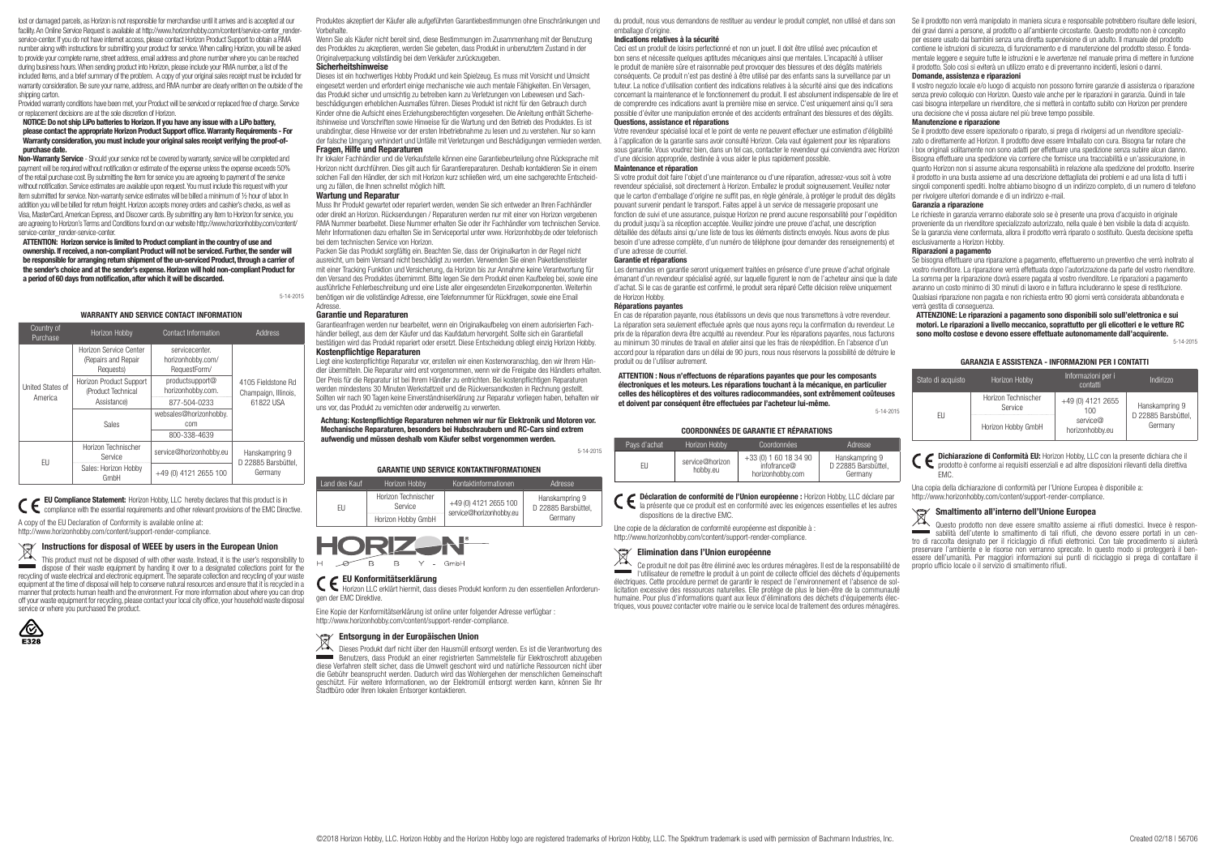lost or damaged parcels, as Horizon is not responsible for merchandise until it arrives and is accepted at our facility. An Online Service Request is available at http://www.horizonhobby.com/content/service-center_render-service-center. If you do not have internet access, please contact Horizon Product Support to obtain a RMA number along with instructions for submitting your product for service. When calling Horizon, you will be asked to provide your complete name, street address, email address and phone number where you can be reached during business hours. When sending product into Horizon, please include your RMA number, a list of the included items, and a brief summary of the problem. A copy of your original sales receipt must be included for warranty consideration. Be sure your name, address, and RMA number are clearly written on the outside of the shipping carton.

Provided warranty conditions have been met, your Product will be serviced or replaced free of charge. Service or replacement decisions are at the sole discretion of Horizon.

**NOTICE: Do not ship LiPo batteries to Horizon. If you have any issue with a LiPo battery, please contact the appropriate Horizon Product Support office. Warranty Requirements - For Warranty consideration, you must include your original sales receipt verifying the proof-of-purchase date.**

**Non-Warranty Service** - Should your service not be covered by warranty, service will be completed and payment will be required without notification or estimate of the expense unless the expense exceeds 50% of the retail purchase cost. By submitting the item for service you are agreeing to payment of the service without notification. Service estimates are available upon request. You must include this request with your item submitted for service. Non-warranty service estimates will be billed a minimum of ½ hour of labor. In addition you will be billed for return freight. Horizon accepts money orders and cashier's checks, as well as Visa, MasterCard, American Express, and Discover cards. By submitting any item to Horizon for service, you are agreeing to Horizon's Terms and Conditions found on our website http://www.horizonhobby.com/content/service-center_render-service-center.

**ATTENTION: Horizon service is limited to Product compliant in the country of use and ownership. If received, a non-compliant Product will not be serviced. Further, the sender will be responsible for arranging return shipment of the un-serviced Product, through a carrier of the sender's choice and at the sender's expense. Horizon will hold non-compliant Product for a period of 60 days from notification, after which it will be discarded.**

5-14-2015

### WARRANTY AND SERVICE CONTACT INFORMATION

| Country of Purchase | Horizon Hobby | Contact Information | Address |
|---|---|---|---|
| United States of America | Horizon Service Center (Repairs and Repair Requests) | servicecenter.horizonhobby.com/RequestForm/ | 4105 Fieldstone Rd Champaign, Illinois, 61822 USA |
| | Horizon Product Support (Product Technical Assistance) | productsupport@horizonhobby.com | |
| | | 877-504-0233 | |
| | Sales | websales@horizonhobby.com | |
| | | 800-338-4639 | |
| EU | Horizon Technischer Service | service@horizonhobby.eu | Hanskampring 9 D 22885 Barsbüttel, Germany |
| | Sales: Horizon Hobby GmbH | +49 (0) 4121 2655 100 | |

**EU Compliance Statement:** Horizon Hobby, LLC hereby declares that this product is in compliance with the essential requirements and other relevant provisions of the EMC Directive.

A copy of the EU Declaration of Conformity is available online at: http://www.horizonhobby.com/content/support-render-compliance.

### Instructions for disposal of WEEE by users in the European Union

This product must not be disposed of with other waste. Instead, it is the user's responsibility to dispose of their waste equipment by handing it over to a designated collections point for the recycling of waste electrical and electronic equipment. The separate collection and recycling of your waste equipment at the time of disposal will help to conserve natural resources and ensure that it is recycled in a manner that protects human health and the environment. For more information about where you can drop off your waste equipment for recycling, please contact your local city office, your household waste disposal service or where you purchased the product.

E328

Produktes akzeptiert der Käufer alle aufgeführten Garantiebestimmungen ohne Einschränkungen und Vorbehalte.

Wenn Sie als Käufer nicht bereit sind, diese Bestimmungen im Zusammenhang mit der Benutzung des Produktes zu akzeptieren, werden Sie gebeten, dass Produkt in unbenutztem Zustand in der Originalverpackung vollständig bei dem Verkäufer zurückzugeben.

**Sicherheitshinweise**

Dieses ist ein hochwertiges Hobby Produkt und kein Spielzeug. Es muss mit Vorsicht und Umsicht eingesetzt werden und erfordert einige mechanische wie auch mentale Fähigkeiten. Ein Versagen, das Produkt sicher und umsichtig zu betreiben kann zu Verletzungen von Lebewesen und Sachbeschädigungen erheblichen Ausmaßes führen. Dieses Produkt ist nicht für den Gebrauch durch Kinder ohne die Aufsicht eines Erziehungsberechtigten vorgesehen. Die Anleitung enthält Sicherheitshinweise und Vorschriften sowie Hinweise für die Wartung und den Betrieb des Produktes. Es ist unabdingbar, diese Hinweise vor der ersten Inbetriebnahme zu lesen und zu verstehen. Nur so kann der falsche Umgang verhindert und Unfälle mit Verletzungen und Beschädigungen vermieden werden.

**Fragen, Hilfe und Reparaturen**

Ihr lokaler Fachhändler und die Verkaufstelle können eine Garantiebeurteilung ohne Rücksprache mit Horizon nicht durchführen. Dies gilt auch für Garantiereparaturen. Deshalb kontaktieren Sie in einem solchen Fall den Händler, der sich mit Horizon kurz schließen wird, um eine sachgerechte Entscheidung zu fällen, die Ihnen schnellst möglich hilft.

**Wartung und Reparatur**

Muss Ihr Produkt gewartet oder repariert werden, wenden Sie sich entweder an Ihren Fachhändler oder direkt an Horizon. Rücksendungen / Reparaturen werden nur mit einer von Horizon vergebenen RMA Nummer bearbeitet. Diese Nummer erhalten Sie oder ihr Fachhändler vom technischen Service. Mehr Informationen dazu erhalten Sie im Serviceportal unter www. Horizonhobby.de oder telefonisch bei dem technischen Service von Horizon.

Packen Sie das Produkt sorgfältig ein. Beachten Sie, dass der Originalkarton in der Regel nicht ausreicht, um beim Versand nicht beschädigt zu werden. Verwenden Sie einen Paketdienstleister mit einer Tracking Funktion und Versicherung, da Horizon bis zur Annahme keine Verantwortung für den Versand des Produktes übernimmt. Bitte legen Sie dem Produkt einen Kaufbeleg bei, sowie eine ausführliche Fehlerbeschreibung und eine Liste aller eingesendeten Einzelkomponenten. Weiterhin benötigen wir die vollständige Adresse, eine Telefonnummer für Rückfragen, sowie eine Email Adresse.

**Garantie und Reparaturen**

Garantieanfragen werden nur bearbeitet, wenn ein Originalkaufbeleg von einem autorisierten Fachhändler beiliegt, aus dem der Käufer und das Kaufdatum hervorgeht. Sollte sich ein Garantiefall bestätigen wird das Produkt repariert oder ersetzt. Diese Entscheidung obliegt einzig Horizon Hobby.

**Kostenpflichtige Reparaturen**

Liegt eine kostenpflichtige Reparatur vor, erstellen wir einen Kostenvoranschlag, den wir Ihrem Händler übermitteln. Die Reparatur wird erst vorgenommen, wenn wir die Freigabe des Händlers erhalten. Der Preis für die Reparatur ist bei Ihrem Händler zu entrichten. Bei kostenpflichtigen Reparaturen werden mindestens 30 Minuten Werkstattzeit und die Rückversandkosten in Rechnung gestellt. Sollten wir nach 90 Tagen keine Einverständniserklärung zur Reparatur vorliegen haben, behalten wir uns vor, das Produkt zu vernichten oder anderweitig zu verwerten.

**Achtung: Kostenpflichtige Reparaturen nehmen wir nur für Elektronik und Motoren vor. Mechanische Reparaturen, besonders bei Hubschraubern und RC-Cars sind extrem aufwendig und müssen deshalb vom Käufer selbst vorgenommen werden.**

5-14-2015

### GARANTIE UND SERVICE KONTAKTINFORMATIONEN

| Land des Kauf | Horizon Hobby | Kontaktinformationen | Adresse |
|---|---|---|---|
| EU | Horizon Technischer Service | +49 (0) 4121 2655 100 service@horizonhobby.eu | Hanskampring 9 D 22885 Barsbüttel, Germany |
| | Horizon Hobby GmbH | | |

HORIZON HOBBY GmbH

**EU Konformitätserklärung**

Horizon LLC erklärt hiermit, dass dieses Produkt konform zu den essentiellen Anforderungen der EMC Direktive.

Eine Kopie der Konformitätserklärung ist online unter folgender Adresse verfügbar : http://www.horizonhobby.com/content/support-render-compliance.

### Entsorgung in der Europäischen Union

Dieses Produkt darf nicht über den Hausmüll entsorgt werden. Es ist die Verantwortung des Benutzers, dass Produkt an einer registrierten Sammelstelle für Elektroschrott abzugeben diese Verfahren stellt sicher, dass die Umwelt geschont wird und natürliche Ressourcen nicht über die Gebühr beansprucht werden. Dadurch wird das Wohlergehen der menschlichen Gemeinschaft geschützt. Für weitere Informationen, wo der Elektromüll entsorgt werden kann, können Sie Ihr Stadtbüro oder Ihren lokalen Entsorger kontaktieren.

du produit, nous vous demandons de restituer au vendeur le produit complet, non utilisé et dans son emballage d'origine.

**Indications relatives à la sécurité**

Ceci est un produit de loisirs perfectionné et non un jouet. Il doit être utilisé avec précaution et bon sens et nécessite quelques aptitudes mécaniques ainsi que mentales. L'incapacité à utiliser le produit de manière sûre et raisonnable peut provoquer des blessures et des dégâts matériels conséquents. Ce produit n'est pas destiné à être utilisé par des enfants sans la surveillance par un tuteur. La notice d'utilisation contient des indications relatives à la sécurité ainsi que des indications concernant la maintenance et le fonctionnement du produit. Il est absolument indispensable de lire et de comprendre ces indications avant la première mise en service. C'est uniquement ainsi qu'il sera possible d'éviter une manipulation erronée et des accidents entraînant des blessures et des dégâts.

**Questions, assistance et réparations**

Votre revendeur spécialisé local et le point de vente ne peuvent effectuer une estimation d'éligibilité à l'application de la garantie sans avoir consulté Horizon. Cela vaut également pour les réparations sous garantie. Vous voudrez bien, dans un tel cas, contacter le revendeur qui conviendra avec Horizon d'une décision appropriée, destinée à vous aider le plus rapidement possible.

**Maintenance et réparation**

Si votre produit doit faire l'objet d'une maintenance ou d'une réparation, adressez-vous soit à votre revendeur spécialisé, soit directement à Horizon. Emballez le produit soigneusement. Veuillez noter que le carton d'emballage d'origine ne suffit pas, en règle générale, à protéger le produit des dégâts pouvant survenir pendant le transport. Faites appel à un service de messagerie proposant une fonction de suivi et une assurance, puisque Horizon ne prend aucune responsabilité pour l'expédition du produit jusqu'à sa réception acceptée. Veuillez joindre une preuve d'achat, une description détaillée des défauts ainsi qu'une liste de tous les éléments distincts envoyés. Nous avons de plus besoin d'une adresse complète, d'un numéro de téléphone (pour demander des renseignements) et d'une adresse de courriel.

**Garantie et réparations**

Les demandes en garantie seront uniquement traitées en présence d'une preuve d'achat originale émanant d'un revendeur spécialisé agréé, sur laquelle figurent le nom de l'acheteur ainsi que la date d'achat. Si le cas de garantie est confirmé, le produit sera réparé Cette décision relève uniquement de Horizon Hobby.

**Réparations payantes**

En cas de réparation payante, nous établissons un devis que nous transmettons à votre revendeur. La réparation sera seulement effectuée après que nous ayons reçu la confirmation du revendeur. Le prix de la réparation devra être acquitté au revendeur. Pour les réparations payantes, nous facturons au minimum 30 minutes de travail en atelier ainsi que les frais de réexpédition. En l'absence d'un accord pour la réparation dans un délai de 90 jours, nous nous réservons la possibilité de détruire le produit ou de l'utiliser autrement.

**ATTENTION : Nous n'effectuons de réparations payantes que pour les composants électroniques et les moteurs. Les réparations touchant à la mécanique, en particulier celles des hélicoptères et des voitures radiocommandées, sont extrêmement coûteuses et doivent par conséquent être effectuées par l'acheteur lui-même.**

5-14-2015

### COORDONNÉES DE GARANTIE ET RÉPARATIONS

| Pays d'achat | Horizon Hobby | Coordonnées | Adresse |
|---|---|---|---|
| EU | service@horizonhobby.eu | +33 (0) 1 60 18 34 90 infofrance@horizonhobby.com | Hanskampring 9 D 22885 Barsbüttel, Germany |

**Déclaration de conformité de l'Union européenne :** Horizon Hobby, LLC déclare par la présente que ce produit est en conformité avec les exigences essentielles et les autres dispositions de la directive EMC.

Une copie de la déclaration de conformité européenne est disponible à : http://www.horizonhobby.com/content/support-render-compliance.

### Elimination dans l'Union européenne

Ce produit ne doit pas être éliminé avec les ordures ménagères. Il est de la responsabilité de l'utilisateur de remettre le produit à un point de collecte officiel des déchets d'équipements électriques. Cette procédure permet de garantir le respect de l'environnement et l'absence de sollicitation excessive des ressources naturelles. Elle protège de plus le bien-être de la communauté humaine. Pour plus d'informations quant aux lieux d'éliminations des déchets d'équipements électriques, vous pouvez contacter votre mairie ou le service local de traitement des ordures ménagères.

Se il prodotto non verrà manipolato in maniera sicura e responsabile potrebbero risultare delle lesioni, dei gravi danni a persone, al prodotto o all'ambiente circostante. Questo prodotto non è concepito per essere usato dai bambini senza una diretta supervisione di un adulto. Il manuale del prodotto contiene le istruzioni di sicurezza, di funzionamento e di manutenzione del prodotto stesso. È fondamentale leggere e seguire tutte le istruzioni e le avvertenze nel manuale prima di mettere in funzione il prodotto. Solo così si eviterà un utilizzo errato e di preverranno incidenti, lesioni o danni.

**Domande, assistenza e riparazioni**

Il vostro negozio locale e/o luogo di acquisto non possono fornire garanzie di assistenza o riparazione senza previo colloquio con Horizon. Questo vale anche per le riparazioni in garanzia. Quindi in tale casi bisogna interpellare un rivenditore, che si metterà in contatto subito con Horizon per prendere una decisione che vi possa aiutare nel più breve tempo possibile.

**Manutenzione e riparazione**

Se il prodotto deve essere ispezionato o riparato, si prega di rivolgersi ad un rivenditore specializzato o direttamente ad Horizon. Il prodotto deve essere Imballato con cura. Bisogna far notare che i box originali solitamente non sono adatti per effettuare una spedizione senza subire alcun danno. Bisogna effettuare una spedizione via corriere che fornisce una tracciabilità e un'assicurazione, in quanto Horizon non si assume alcuna responsabilità in relazione alla spedizione del prodotto. Inserire il prodotto in una busta assieme ad una descrizione dettagliata dei problemi e ad una lista di tutti i singoli componenti spediti. Inoltre abbiamo bisogno di un indirizzo completo, di un numero di telefono per rivolgere ulteriori domande e di un indirizzo e-mail.

**Garanzia a riparazione**

Le richieste in garanzia verranno elaborate solo se è presente una prova d'acquisto in originale proveniente da un rivenditore specializzato autorizzato, nella quale è ben visibile la data di acquisto. Se la garanzia viene confermata, allora il prodotto verrà riparato o sostituito. Questa decisione spetta esclusivamente a Horizon Hobby.

**Riparazioni a pagamento**

Se bisogna effettuare una riparazione a pagamento, effettueremo un preventivo che verrà inoltrato al vostro rivenditore. La riparazione verrà effettuata dopo l'autorizzazione da parte del vostro rivenditore. La somma per la riparazione dovrà essere pagata al vostro rivenditore. Le riparazioni a pagamento avranno un costo minimo di 30 minuti di lavoro e in fattura includeranno le spese di restituzione. Qualsiasi riparazione non pagata e non richiesta entro 90 giorni verrà considerata abbandonata e verrà gestita di conseguenza.

**ATTENZIONE: Le riparazioni a pagamento sono disponibili solo sull'elettronica e sui motori. Le riparazioni a livello meccanico, soprattutto per gli elicotteri e le vetture RC sono molto costose e devono essere effettuate autonomamente dall'acquirente.**

5-14-2015

### GARANZIA E ASSISTENZA - INFORMAZIONI PER I CONTATTI

| Stato di acquisto | Horizon Hobby | Informazioni per i contatti | Indirizzo |
|---|---|---|---|
| EU | Horizon Technischer Service | +49 (0) 4121 2655 100 | Hanskampring 9 D 22885 Barsbüttel, Germany |
| | Horizon Hobby GmbH | service@horizonhobby.eu | |

**Dichiarazione di Conformità EU:** Horizon Hobby, LLC con la presente dichiara che il prodotto è conforme ai requisiti essenziali e ad altre disposizioni rilevanti della direttiva EMC.

Una copia della dichiarazione di conformità per l'Unione Europea è disponibile a: http://www.horizonhobby.com/content/support-render-compliance.

### Smaltimento all'interno dell'Unione Europea

Questo prodotto non deve essere smaltito assieme ai rifiuti domestici. Invece è responsabilità dell'utente lo smaltimento di tali rifiuti, che devono essere portati in un centro di raccolta designato per il riciclaggio di rifiuti elettronici. Con tale procedimento si aiuterà preservare l'ambiente e le risorse non verranno sprecate. In questo modo si proteggerà il benessere dell'umanità. Per maggiori informazioni sui punti di riciclaggio si prega di contattare il proprio ufficio locale o il servizio di smaltimento rifiuti.

©2018 Horizon Hobby, LLC. Horizon Hobby and the Horizon Hobby logo are registered trademarks of Horizon Hobby, LLC. The Spektrum trademark is used with permission of Bachmann Industries, Inc.

Created 02/18 | 56706